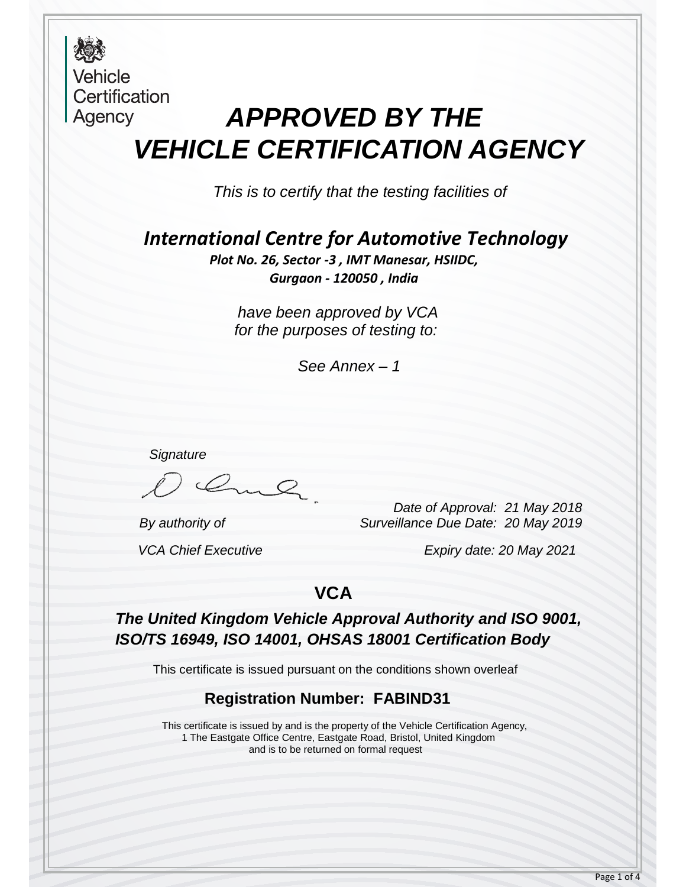Vehicle
Certification
Agency

# *APPROVED BY THE VEHICLE CERTIFICATION AGENCY*

*This is to certify that the testing facilities of*

## *International Centre for Automotive Technology*

***Plot No. 26, Sector -3 , IMT Manesar, HSIIDC,***
***Gurgaon - 120050 , India***

*have been approved by VCA*
*for the purposes of testing to:*

*See Annex – 1*

*Signature*

*By authority of*

*VCA Chief Executive*

*Date of Approval: 21 May 2018*
*Surveillance Due Date: 20 May 2019*

*Expiry date: 20 May 2021*

## VCA

### *The United Kingdom Vehicle Approval Authority and ISO 9001, ISO/TS 16949, ISO 14001, OHSAS 18001 Certification Body*

This certificate is issued pursuant on the conditions shown overleaf

### Registration Number: FABIND31

This certificate is issued by and is the property of the Vehicle Certification Agency,
1 The Eastgate Office Centre, Eastgate Road, Bristol, United Kingdom
and is to be returned on formal request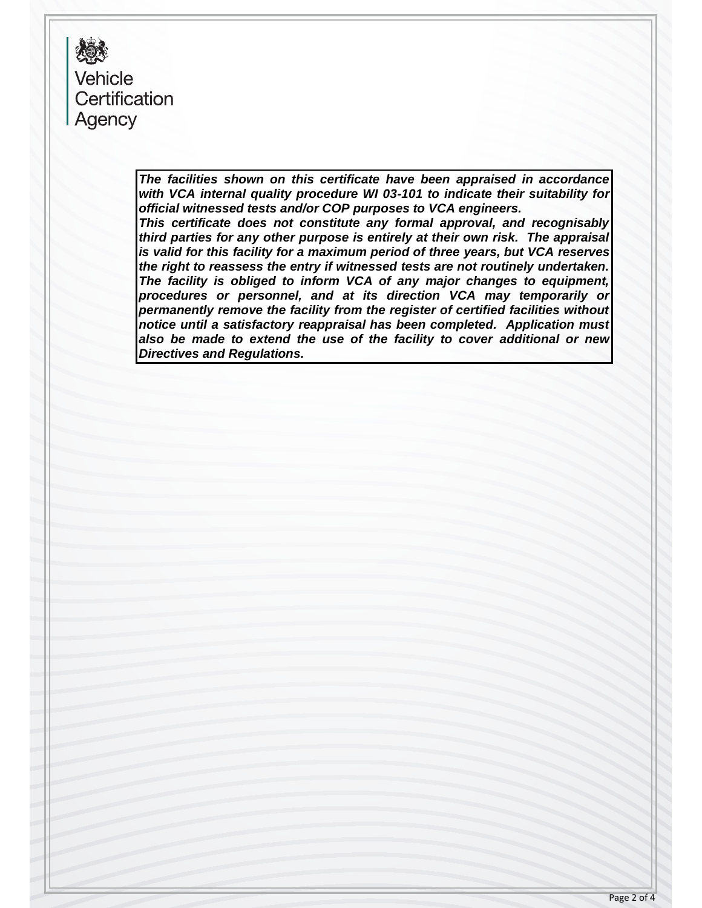Vehicle
Certification
Agency

***The facilities shown on this certificate have been appraised in accordance with VCA internal quality procedure WI 03-101 to indicate their suitability for official witnessed tests and/or COP purposes to VCA engineers.***
***This certificate does not constitute any formal approval, and recognisably third parties for any other purpose is entirely at their own risk. The appraisal is valid for this facility for a maximum period of three years, but VCA reserves the right to reassess the entry if witnessed tests are not routinely undertaken. The facility is obliged to inform VCA of any major changes to equipment, procedures or personnel, and at its direction VCA may temporarily or permanently remove the facility from the register of certified facilities without notice until a satisfactory reappraisal has been completed. Application must also be made to extend the use of the facility to cover additional or new Directives and Regulations.***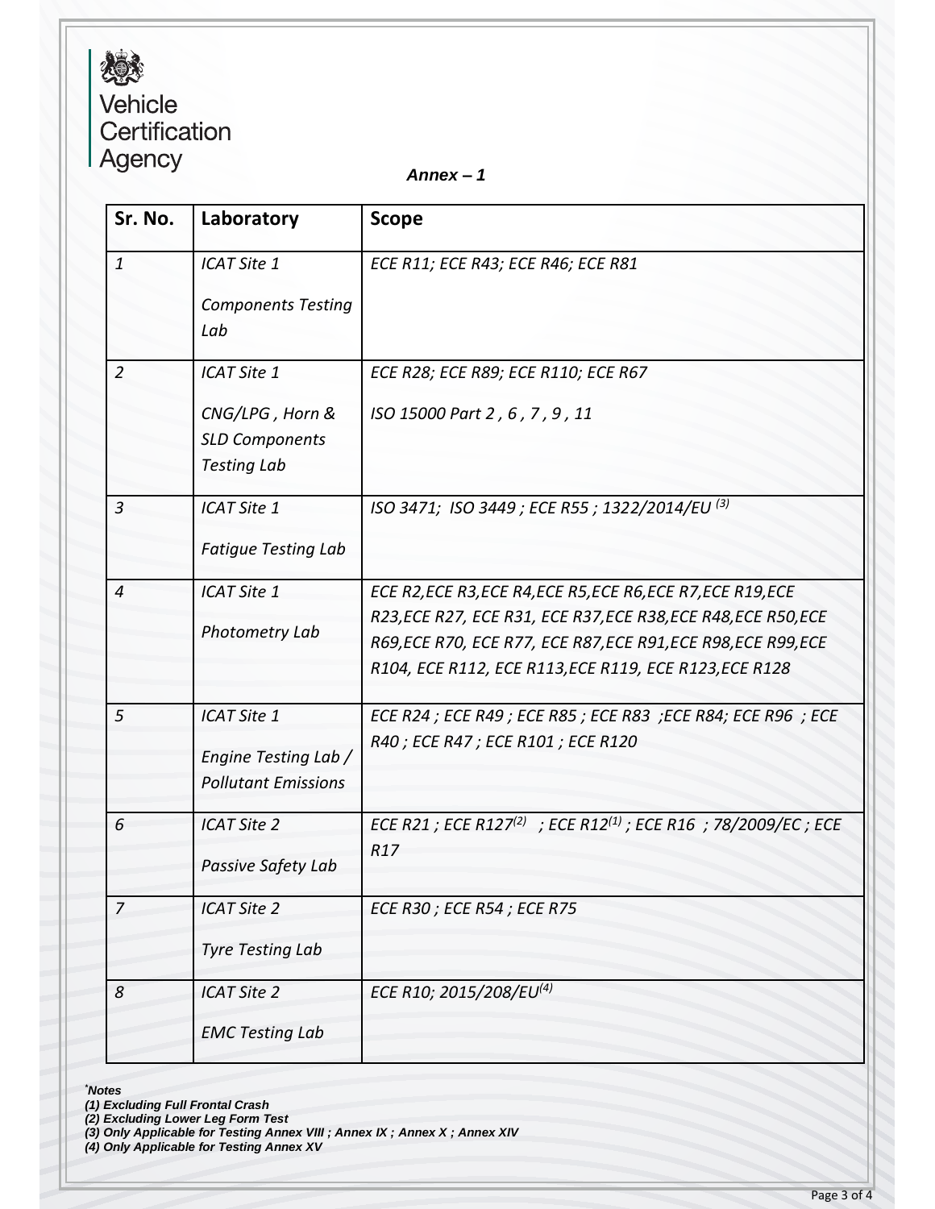Vehicle Certification Agency

***Annex – 1***

| Sr. No. | Laboratory | Scope |
|---|---|---|
| *1* | *ICAT Site 1*<br>*Components Testing Lab* | *ECE R11; ECE R43; ECE R46; ECE R81* |
| *2* | *ICAT Site 1*<br>*CNG/LPG , Horn & SLD Components Testing Lab* | *ECE R28; ECE R89; ECE R110; ECE R67*<br>*ISO 15000 Part 2 , 6 , 7 , 9 , 11* |
| *3* | *ICAT Site 1*<br>*Fatigue Testing Lab* | *ISO 3471; ISO 3449 ; ECE R55 ; 1322/2014/EU (3)* |
| *4* | *ICAT Site 1*<br>*Photometry Lab* | *ECE R2,ECE R3,ECE R4,ECE R5,ECE R6,ECE R7,ECE R19,ECE R23,ECE R27, ECE R31, ECE R37,ECE R38,ECE R48,ECE R50,ECE R69,ECE R70, ECE R77, ECE R87,ECE R91,ECE R98,ECE R99,ECE R104, ECE R112, ECE R113,ECE R119, ECE R123,ECE R128* |
| *5* | *ICAT Site 1*<br>*Engine Testing Lab / Pollutant Emissions* | *ECE R24 ; ECE R49 ; ECE R85 ; ECE R83 ;ECE R84; ECE R96 ; ECE R40 ; ECE R47 ; ECE R101 ; ECE R120* |
| *6* | *ICAT Site 2*<br>*Passive Safety Lab* | *ECE R21 ; ECE R127(2) ; ECE R12(1) ; ECE R16 ; 78/2009/EC ; ECE R17* |
| *7* | *ICAT Site 2*<br>*Tyre Testing Lab* | *ECE R30 ; ECE R54 ; ECE R75* |
| *8* | *ICAT Site 2*<br>*EMC Testing Lab* | *ECE R10; 2015/208/EU(4)* |

***Notes***

***(1) Excluding Full Frontal Crash***
***(2) Excluding Lower Leg Form Test***
***(3) Only Applicable for Testing Annex VIII ; Annex IX ; Annex X ; Annex XIV***
***(4) Only Applicable for Testing Annex XV***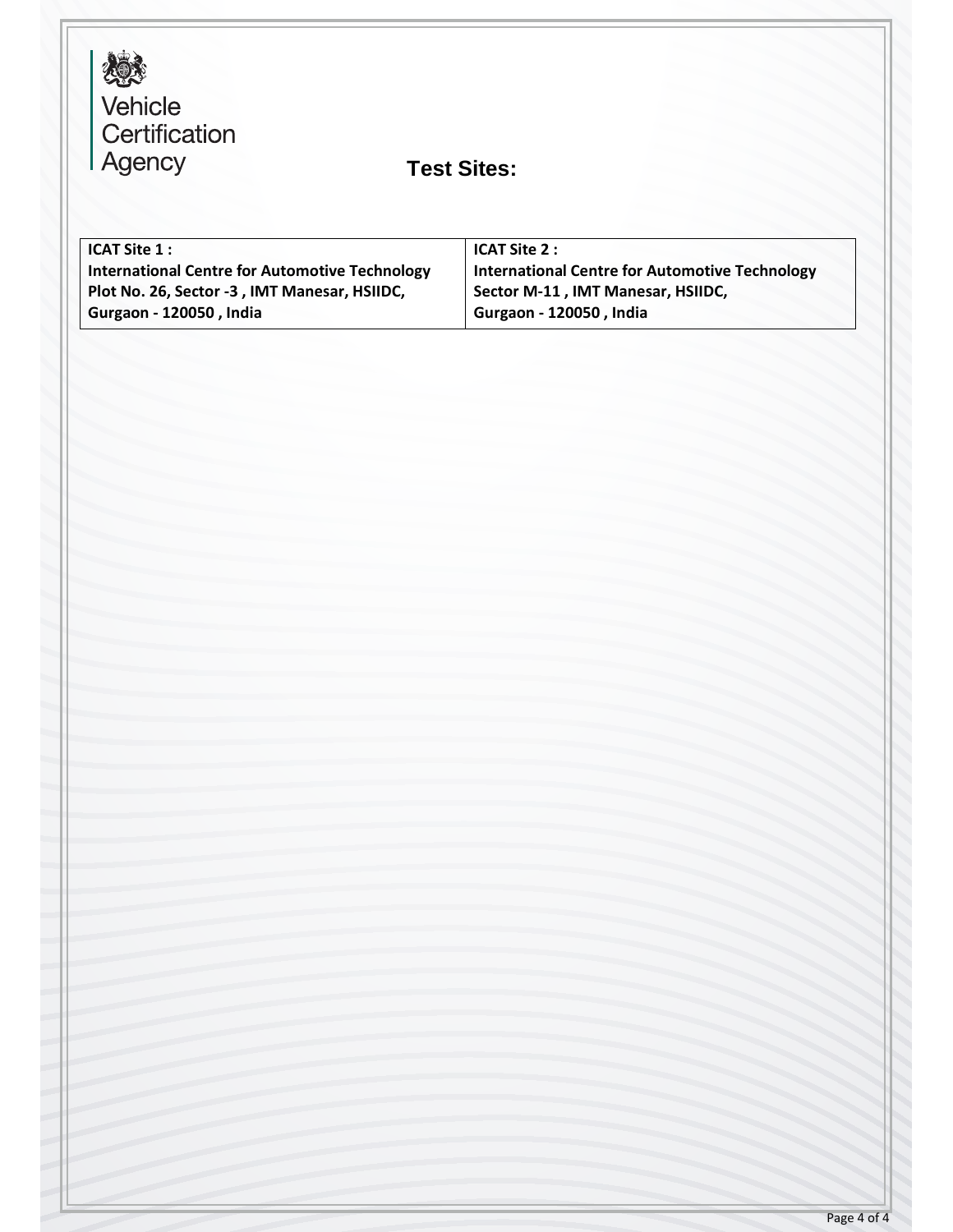Vehicle
Certification
Agency

## Test Sites:

| | |
|---|---|
| **ICAT Site 1 :**<br>**International Centre for Automotive Technology**<br>**Plot No. 26, Sector -3 , IMT Manesar, HSIIDC,**<br>**Gurgaon - 120050 , India** | **ICAT Site 2 :**<br>**International Centre for Automotive Technology**<br>**Sector M-11 , IMT Manesar, HSIIDC,**<br>**Gurgaon - 120050 , India** |